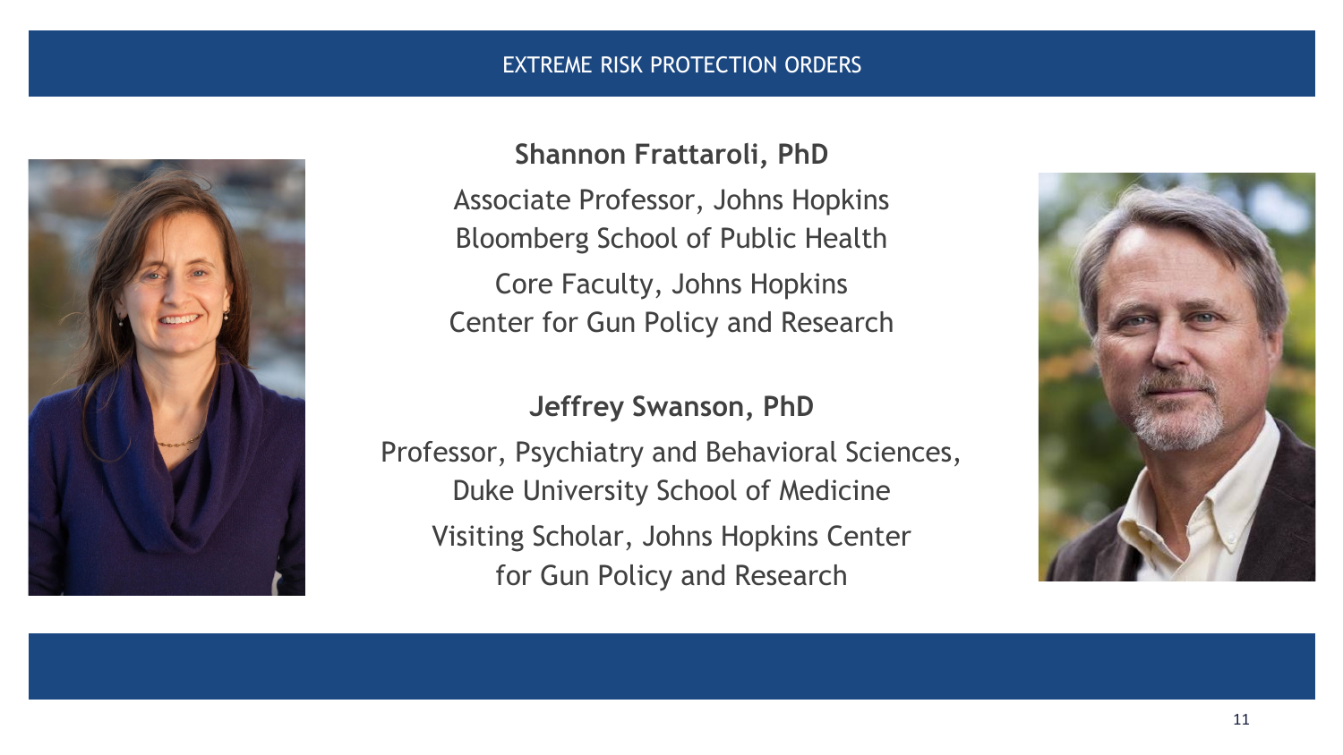# EXTREME RISK PROTECTION ORDERS

**Shannon Frattaroli, PhD**

Associate Professor, Johns Hopkins Bloomberg School of Public Health

Core Faculty, Johns Hopkins Center for Gun Policy and Research

**Jeffrey Swanson, PhD**

Professor, Psychiatry and Behavioral Sciences, Duke University School of Medicine

Visiting Scholar, Johns Hopkins Center for Gun Policy and Research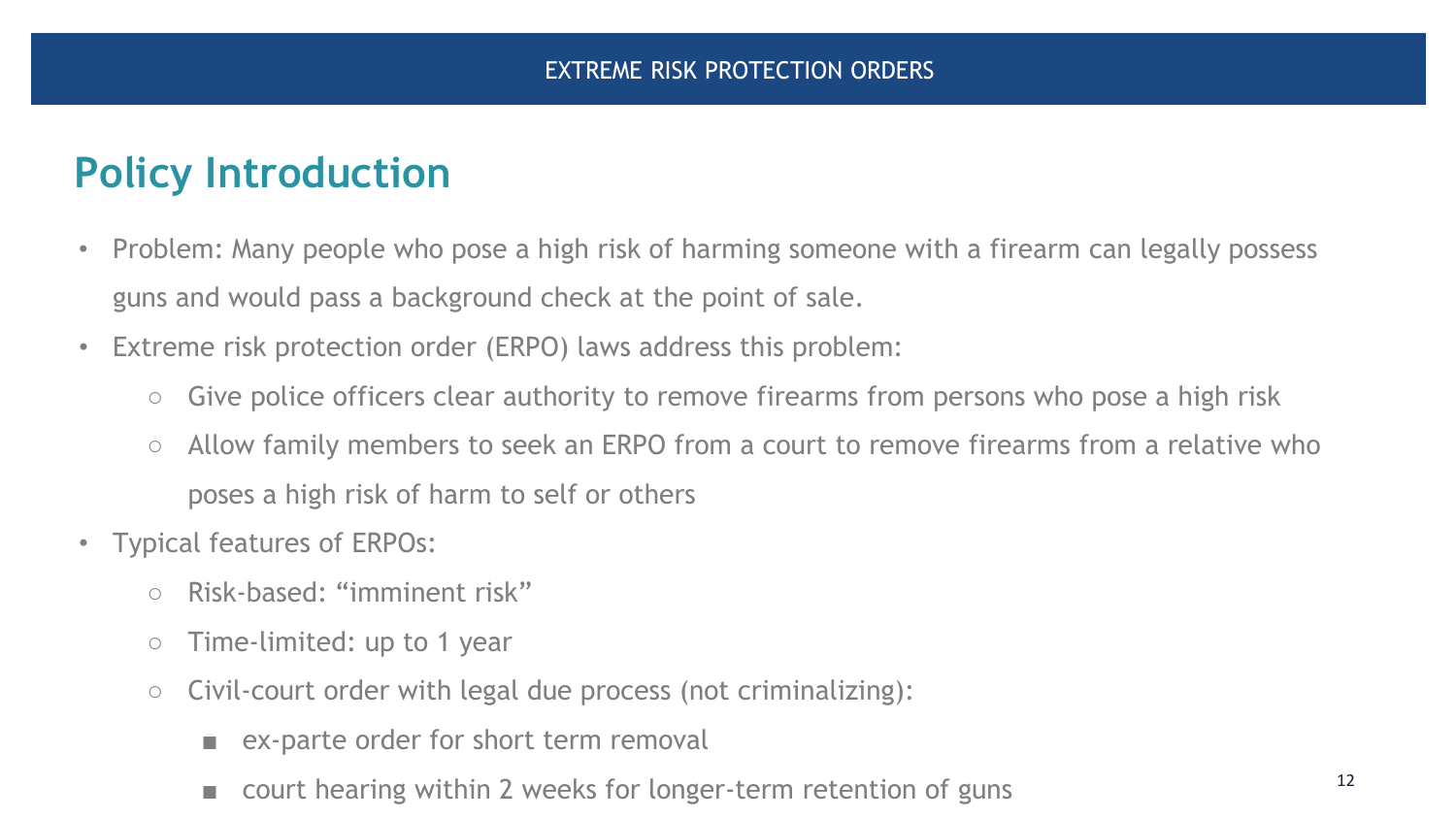## Policy Introduction

- Problem: Many people who pose a high risk of harming someone with a firearm can legally possess guns and would pass a background check at the point of sale.
- Extreme risk protection order (ERPO) laws address this problem:
  - Give police officers clear authority to remove firearms from persons who pose a high risk
  - Allow family members to seek an ERPO from a court to remove firearms from a relative who poses a high risk of harm to self or others
- Typical features of ERPOs:
  - Risk-based: "imminent risk"
  - Time-limited: up to 1 year
  - Civil-court order with legal due process (not criminalizing):
    - ex-parte order for short term removal
    - court hearing within 2 weeks for longer-term retention of guns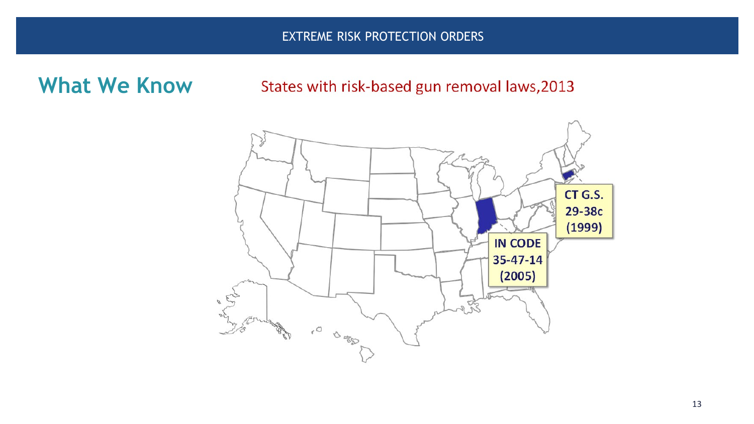## What We Know

States with risk-based gun removal laws,2013

CT G.S. 29-38c (1999)

IN CODE 35-47-14 (2005)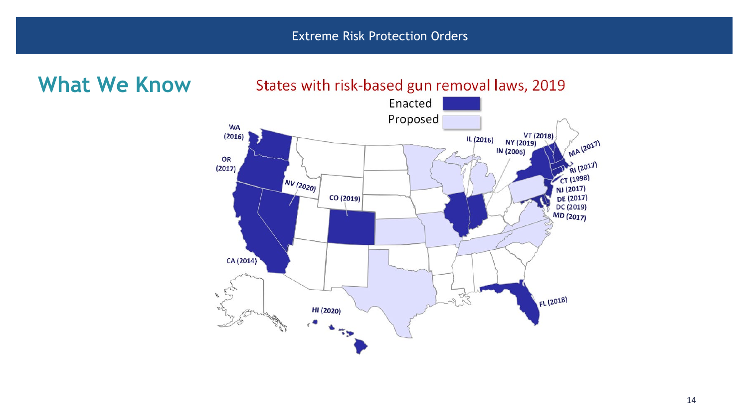## What We Know

States with risk-based gun removal laws, 2019

Enacted

Proposed

WA (2016)

OR (2017)

NV (2020)

CO (2019)

CA (2014)

HI (2020)

IL (2016)

IN (2006)

NY (2019)

VT (2018)

MA (2017)

RI (2017)

CT (1998)

NJ (2017)

DE (2017)

DC (2019)

MD (2017)

FL (2018)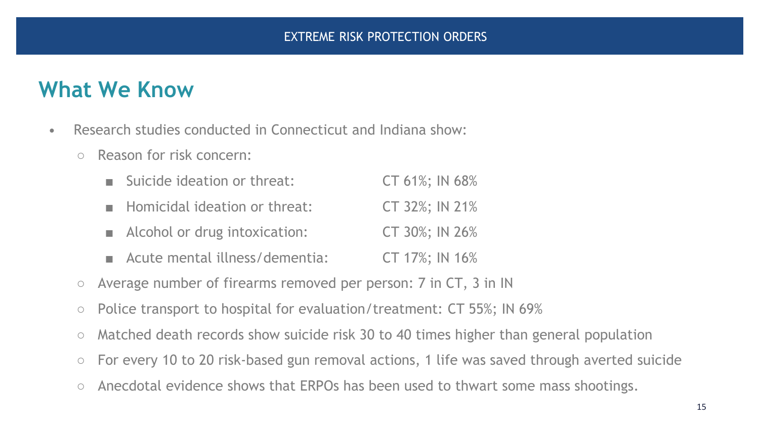## What We Know

- Research studies conducted in Connecticut and Indiana show:
  - Reason for risk concern:
    - Suicide ideation or threat: CT 61%; IN 68%
    - Homicidal ideation or threat: CT 32%; IN 21%
    - Alcohol or drug intoxication: CT 30%; IN 26%
    - Acute mental illness/dementia: CT 17%; IN 16%
  - Average number of firearms removed per person: 7 in CT, 3 in IN
  - Police transport to hospital for evaluation/treatment: CT 55%; IN 69%
  - Matched death records show suicide risk 30 to 40 times higher than general population
  - For every 10 to 20 risk-based gun removal actions, 1 life was saved through averted suicide
  - Anecdotal evidence shows that ERPOs has been used to thwart some mass shootings.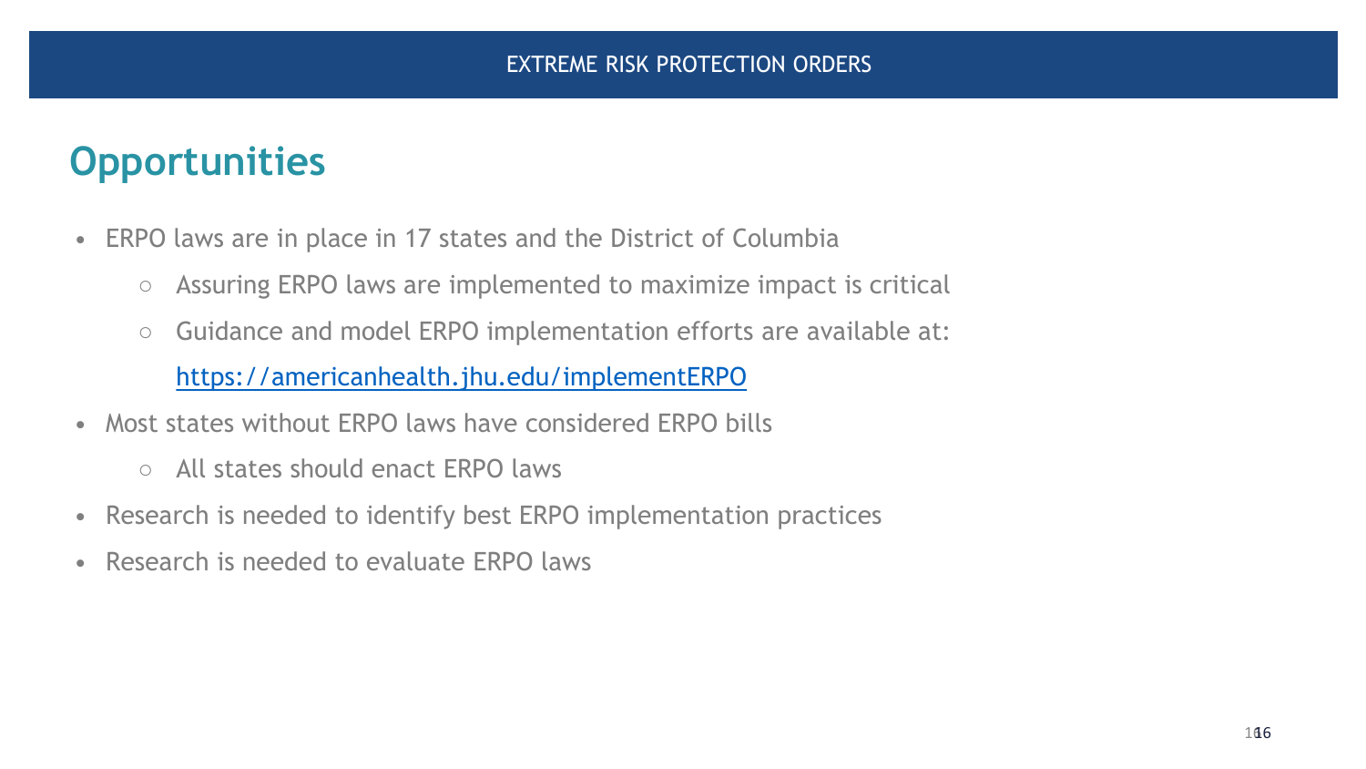## Opportunities

- ERPO laws are in place in 17 states and the District of Columbia
  - Assuring ERPO laws are implemented to maximize impact is critical
  - Guidance and model ERPO implementation efforts are available at: [https://americanhealth.jhu.edu/implementERPO](https://americanhealth.jhu.edu/implementERPO)
- Most states without ERPO laws have considered ERPO bills
  - All states should enact ERPO laws
- Research is needed to identify best ERPO implementation practices
- Research is needed to evaluate ERPO laws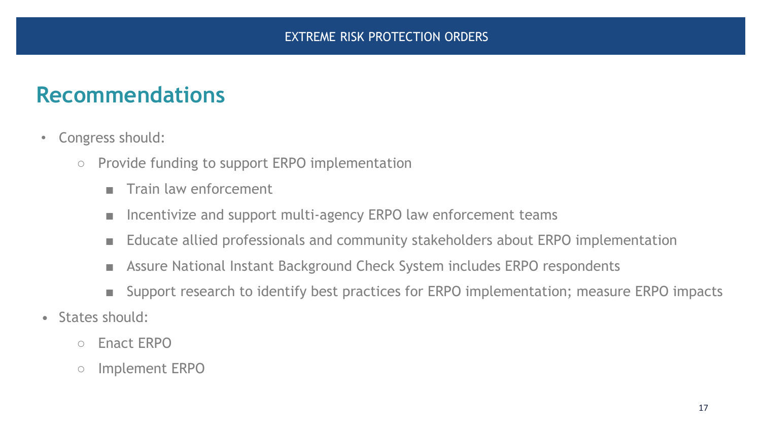## Recommendations

- Congress should:
  - Provide funding to support ERPO implementation
    - Train law enforcement
    - Incentivize and support multi-agency ERPO law enforcement teams
    - Educate allied professionals and community stakeholders about ERPO implementation
    - Assure National Instant Background Check System includes ERPO respondents
    - Support research to identify best practices for ERPO implementation; measure ERPO impacts
- States should:
  - Enact ERPO
  - Implement ERPO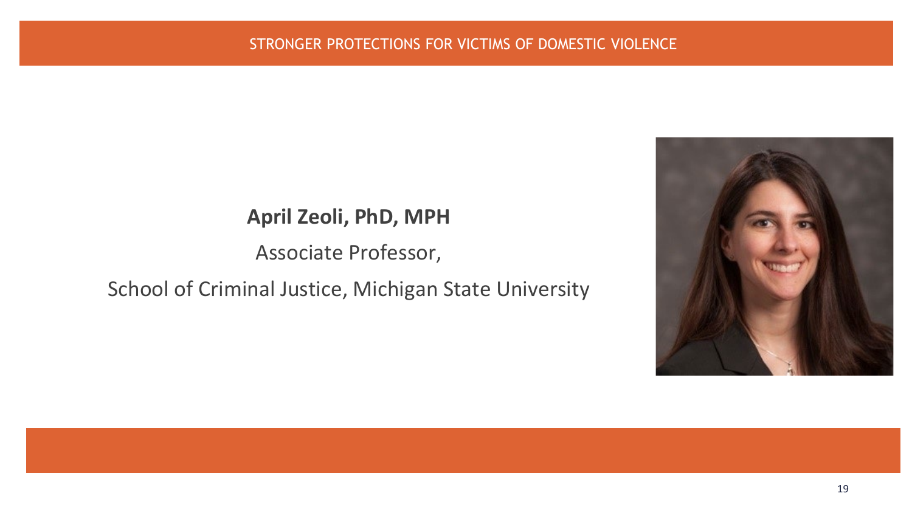STRONGER PROTECTIONS FOR VICTIMS OF DOMESTIC VIOLENCE

**April Zeoli, PhD, MPH**

Associate Professor,

School of Criminal Justice, Michigan State University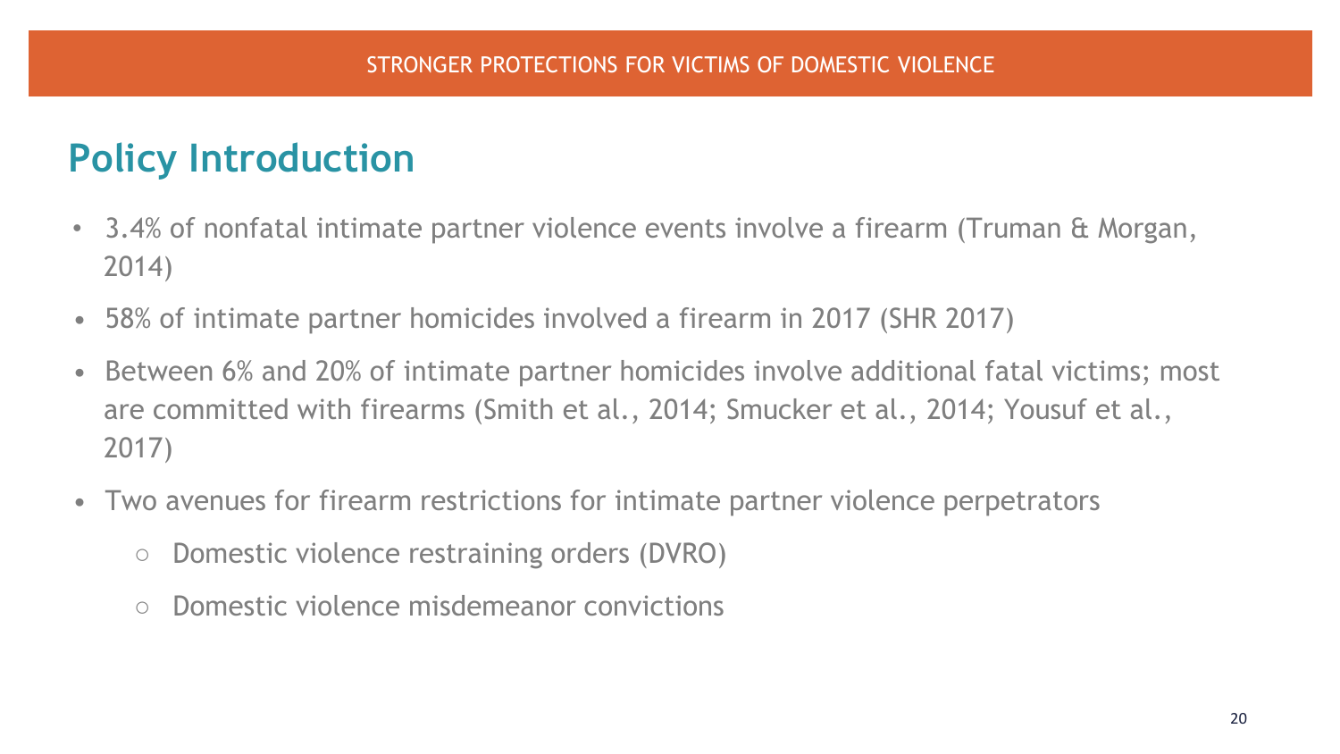## Policy Introduction

- 3.4% of nonfatal intimate partner violence events involve a firearm (Truman & Morgan, 2014)
- 58% of intimate partner homicides involved a firearm in 2017 (SHR 2017)
- Between 6% and 20% of intimate partner homicides involve additional fatal victims; most are committed with firearms (Smith et al., 2014; Smucker et al., 2014; Yousuf et al., 2017)
- Two avenues for firearm restrictions for intimate partner violence perpetrators
  - Domestic violence restraining orders (DVRO)
  - Domestic violence misdemeanor convictions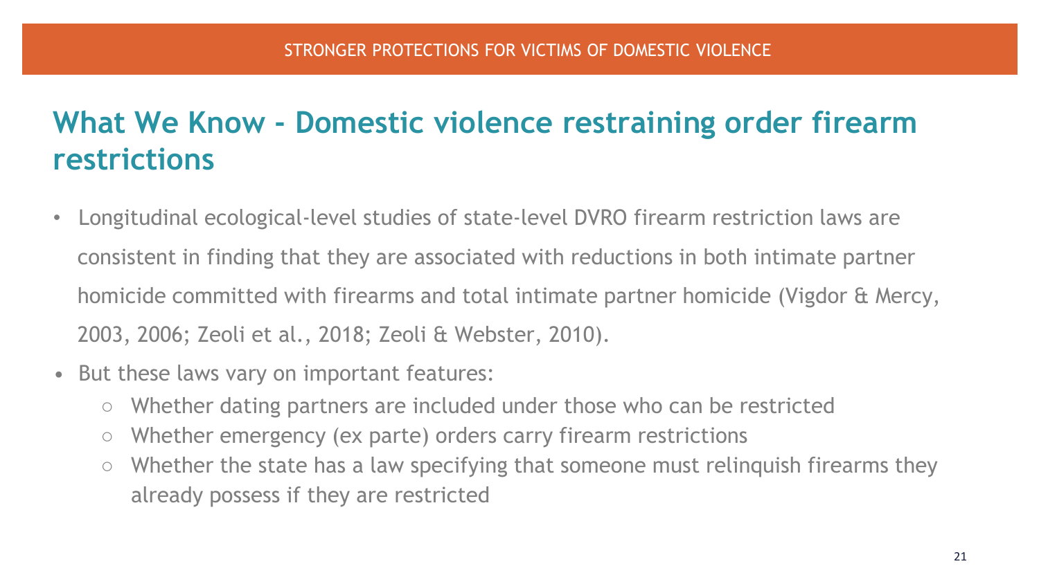STRONGER PROTECTIONS FOR VICTIMS OF DOMESTIC VIOLENCE

## What We Know - Domestic violence restraining order firearm restrictions

- Longitudinal ecological-level studies of state-level DVRO firearm restriction laws are consistent in finding that they are associated with reductions in both intimate partner homicide committed with firearms and total intimate partner homicide (Vigdor & Mercy, 2003, 2006; Zeoli et al., 2018; Zeoli & Webster, 2010).
- But these laws vary on important features:
  - Whether dating partners are included under those who can be restricted
  - Whether emergency (ex parte) orders carry firearm restrictions
  - Whether the state has a law specifying that someone must relinquish firearms they already possess if they are restricted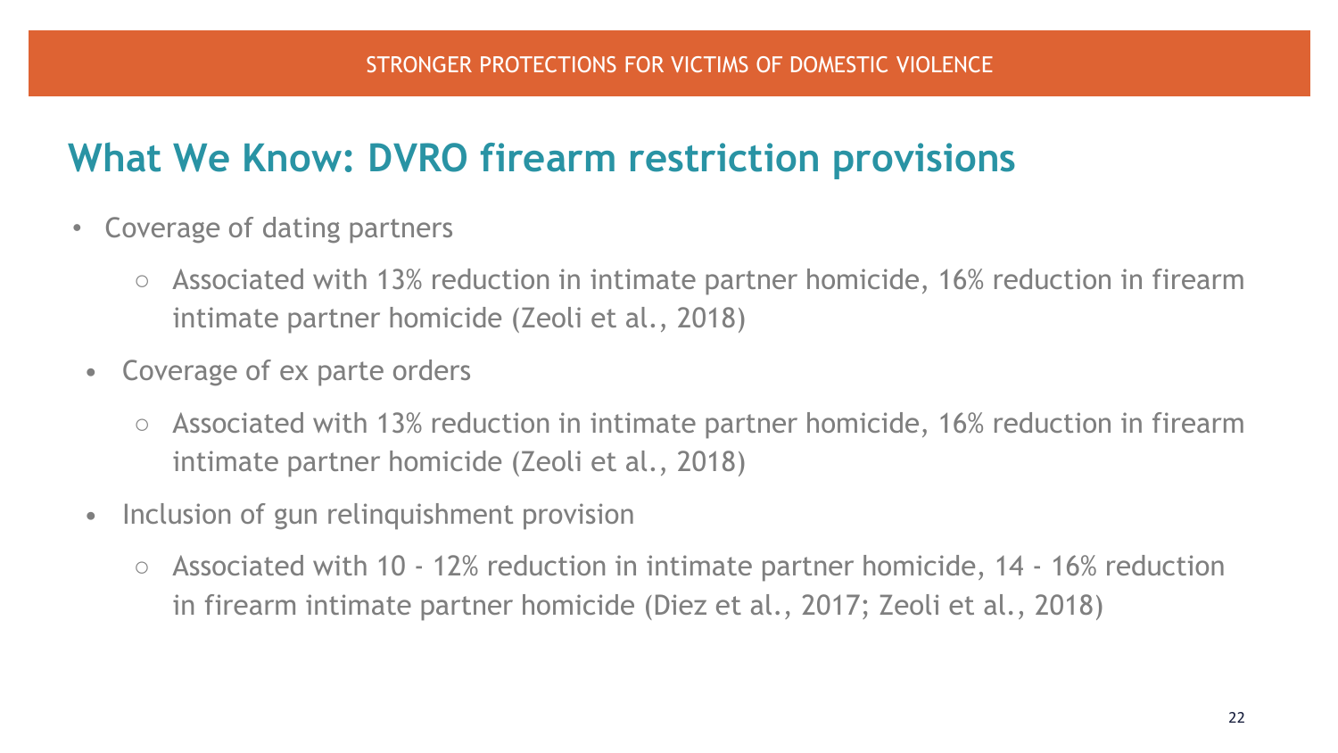STRONGER PROTECTIONS FOR VICTIMS OF DOMESTIC VIOLENCE

## What We Know: DVRO firearm restriction provisions

- Coverage of dating partners
  - Associated with 13% reduction in intimate partner homicide, 16% reduction in firearm intimate partner homicide (Zeoli et al., 2018)
- Coverage of ex parte orders
  - Associated with 13% reduction in intimate partner homicide, 16% reduction in firearm intimate partner homicide (Zeoli et al., 2018)
- Inclusion of gun relinquishment provision
  - Associated with 10 - 12% reduction in intimate partner homicide, 14 - 16% reduction in firearm intimate partner homicide (Diez et al., 2017; Zeoli et al., 2018)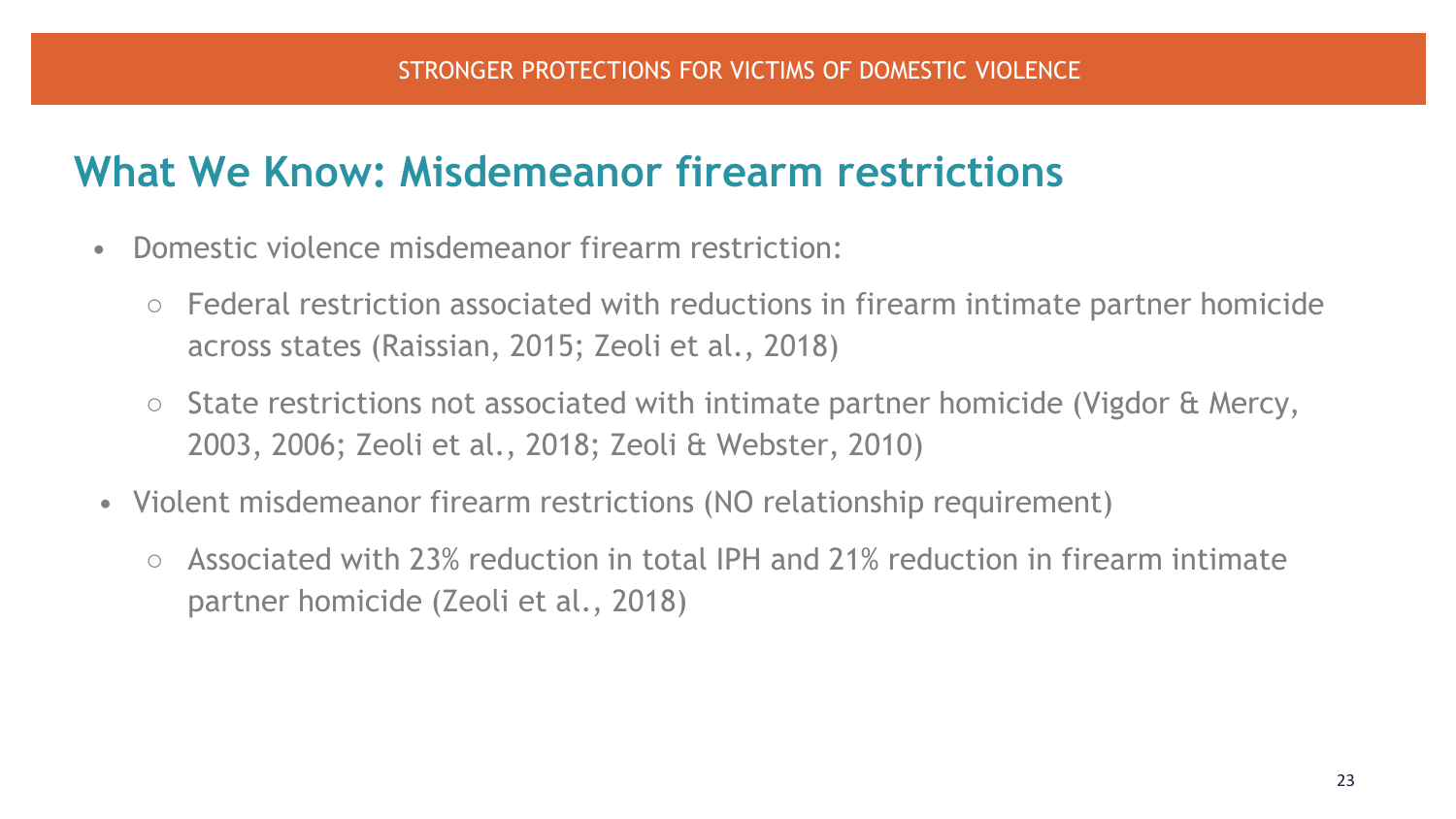STRONGER PROTECTIONS FOR VICTIMS OF DOMESTIC VIOLENCE

## What We Know: Misdemeanor firearm restrictions

- Domestic violence misdemeanor firearm restriction:
  - Federal restriction associated with reductions in firearm intimate partner homicide across states (Raissian, 2015; Zeoli et al., 2018)
  - State restrictions not associated with intimate partner homicide (Vigdor & Mercy, 2003, 2006; Zeoli et al., 2018; Zeoli & Webster, 2010)
- Violent misdemeanor firearm restrictions (NO relationship requirement)
  - Associated with 23% reduction in total IPH and 21% reduction in firearm intimate partner homicide (Zeoli et al., 2018)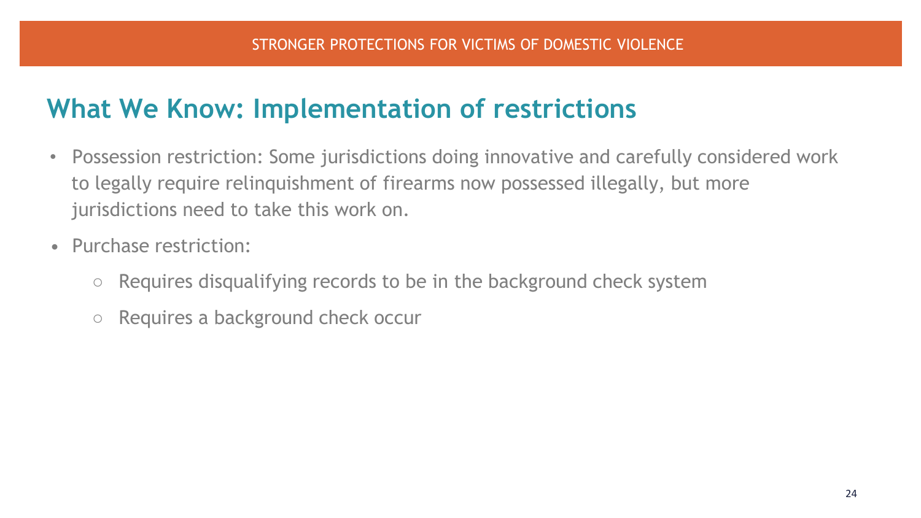## What We Know: Implementation of restrictions

- Possession restriction: Some jurisdictions doing innovative and carefully considered work to legally require relinquishment of firearms now possessed illegally, but more jurisdictions need to take this work on.
- Purchase restriction:
  - Requires disqualifying records to be in the background check system
  - Requires a background check occur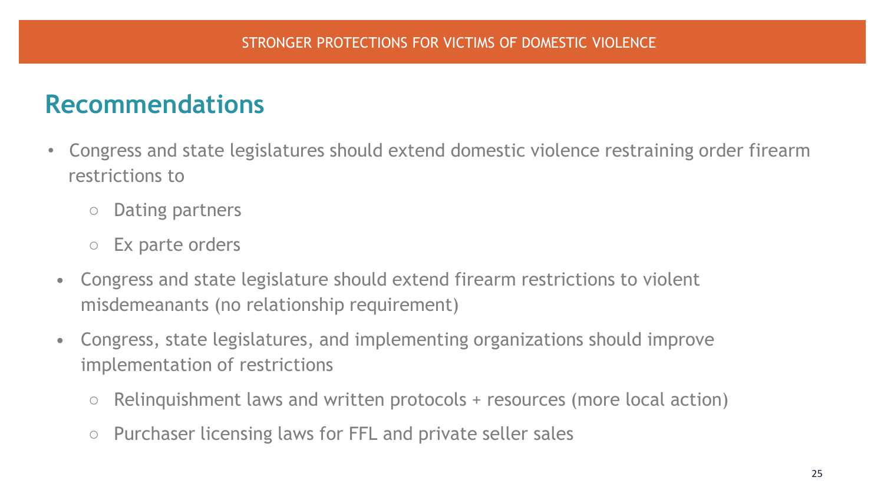STRONGER PROTECTIONS FOR VICTIMS OF DOMESTIC VIOLENCE

## Recommendations

- Congress and state legislatures should extend domestic violence restraining order firearm restrictions to
  - Dating partners
  - Ex parte orders
- Congress and state legislature should extend firearm restrictions to violent misdemeanants (no relationship requirement)
- Congress, state legislatures, and implementing organizations should improve implementation of restrictions
  - Relinquishment laws and written protocols + resources (more local action)
  - Purchaser licensing laws for FFL and private seller sales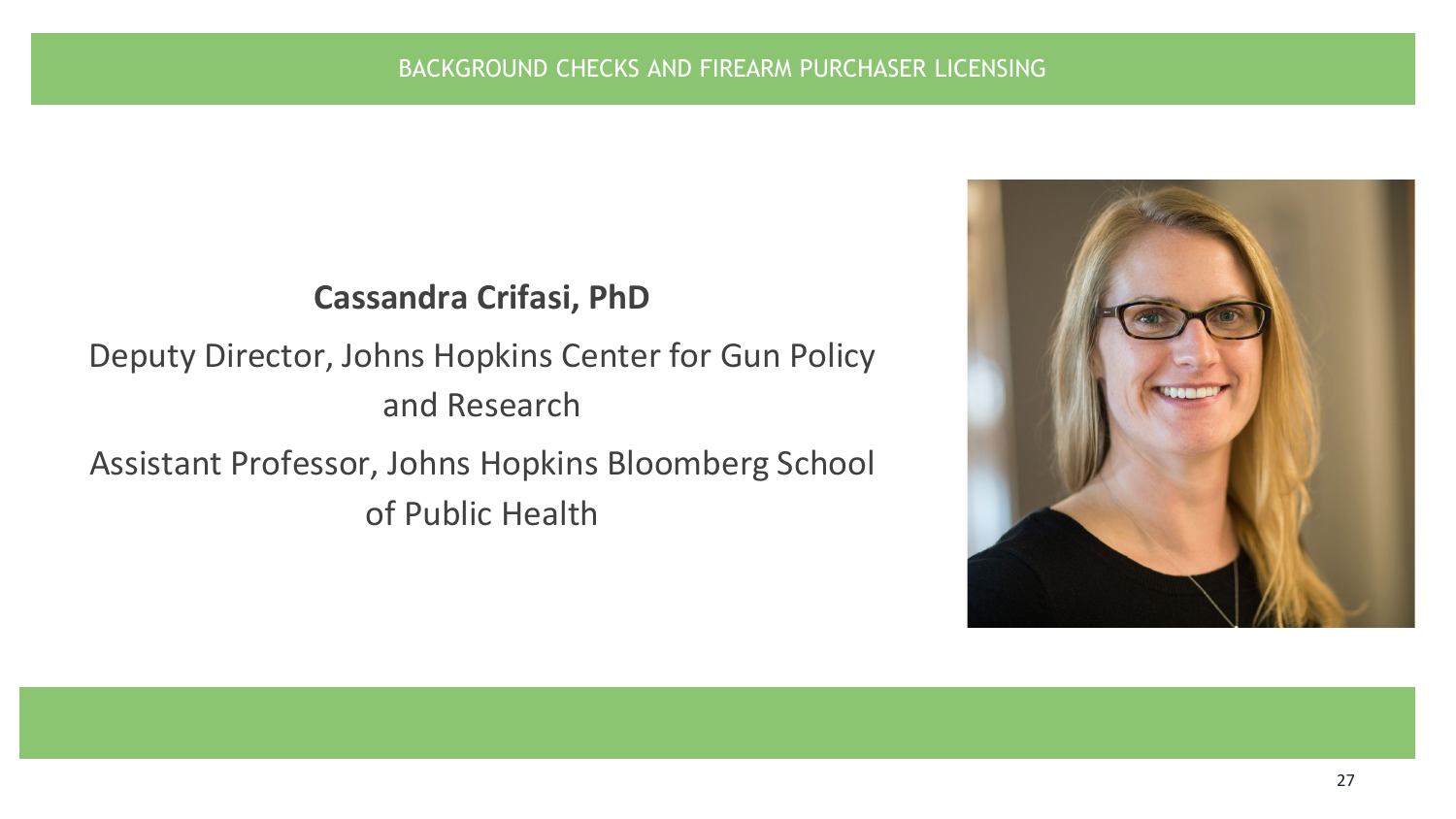BACKGROUND CHECKS AND FIREARM PURCHASER LICENSING

**Cassandra Crifasi, PhD**

Deputy Director, Johns Hopkins Center for Gun Policy and Research

Assistant Professor, Johns Hopkins Bloomberg School of Public Health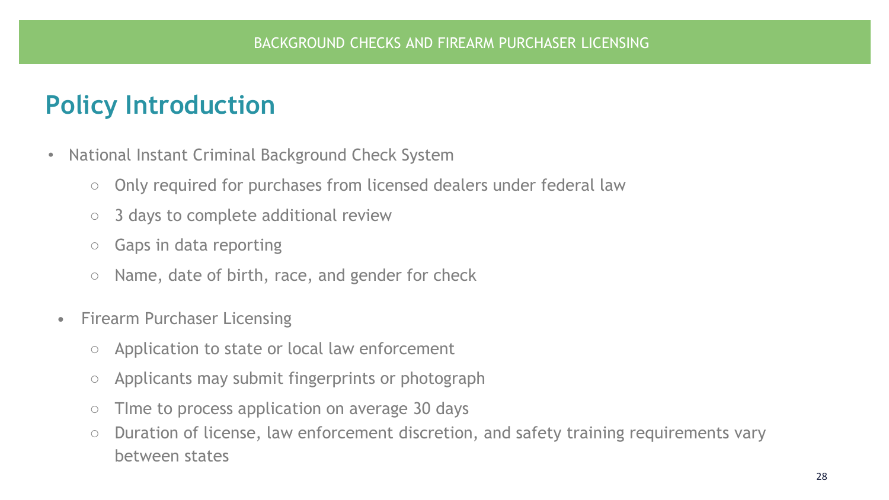BACKGROUND CHECKS AND FIREARM PURCHASER LICENSING

## Policy Introduction

- National Instant Criminal Background Check System
  - Only required for purchases from licensed dealers under federal law
  - 3 days to complete additional review
  - Gaps in data reporting
  - Name, date of birth, race, and gender for check
- Firearm Purchaser Licensing
  - Application to state or local law enforcement
  - Applicants may submit fingerprints or photograph
  - TIme to process application on average 30 days
  - Duration of license, law enforcement discretion, and safety training requirements vary between states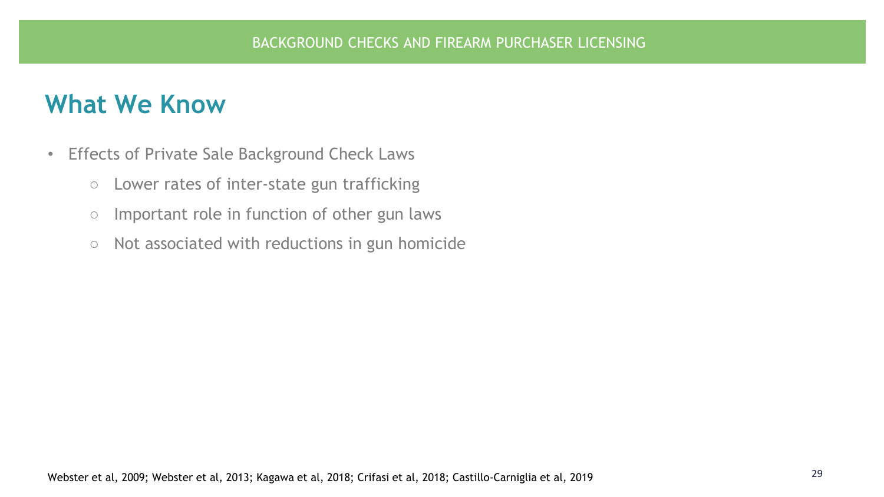BACKGROUND CHECKS AND FIREARM PURCHASER LICENSING

# What We Know

- Effects of Private Sale Background Check Laws
  - Lower rates of inter-state gun trafficking
  - Important role in function of other gun laws
  - Not associated with reductions in gun homicide

Webster et al, 2009; Webster et al, 2013; Kagawa et al, 2018; Crifasi et al, 2018; Castillo-Carniglia et al, 2019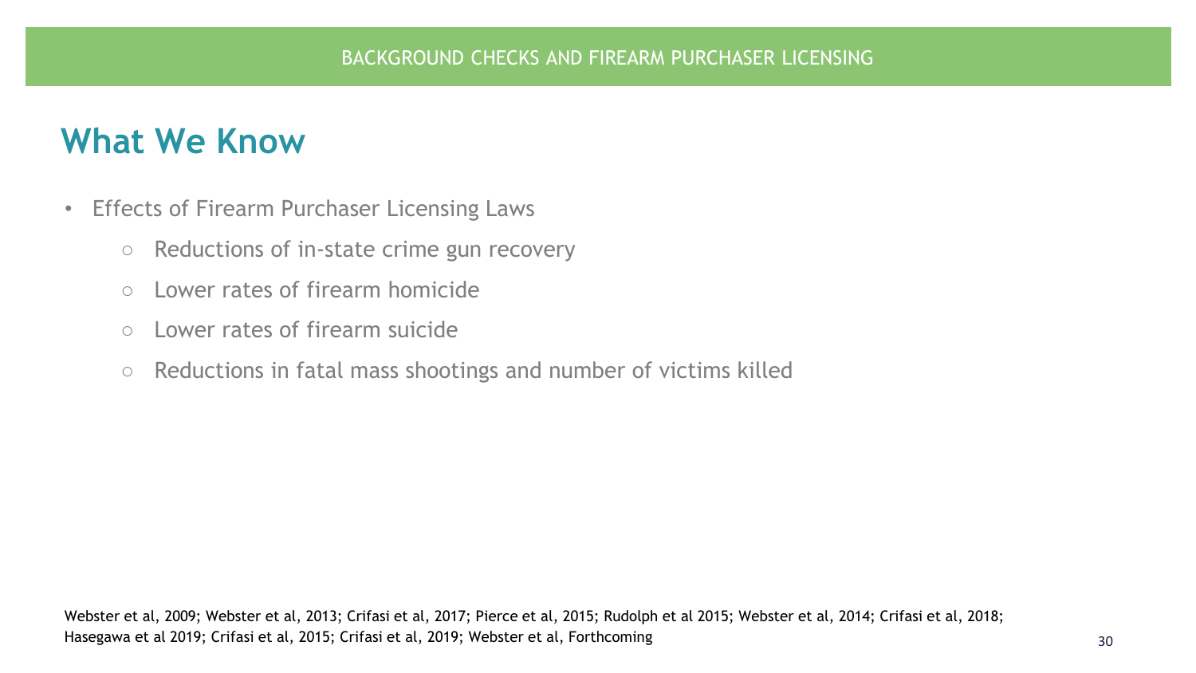BACKGROUND CHECKS AND FIREARM PURCHASER LICENSING

## What We Know

- Effects of Firearm Purchaser Licensing Laws
  - Reductions of in-state crime gun recovery
  - Lower rates of firearm homicide
  - Lower rates of firearm suicide
  - Reductions in fatal mass shootings and number of victims killed

Webster et al, 2009; Webster et al, 2013; Crifasi et al, 2017; Pierce et al, 2015; Rudolph et al 2015; Webster et al, 2014; Crifasi et al, 2018; Hasegawa et al 2019; Crifasi et al, 2015; Crifasi et al, 2019; Webster et al, Forthcoming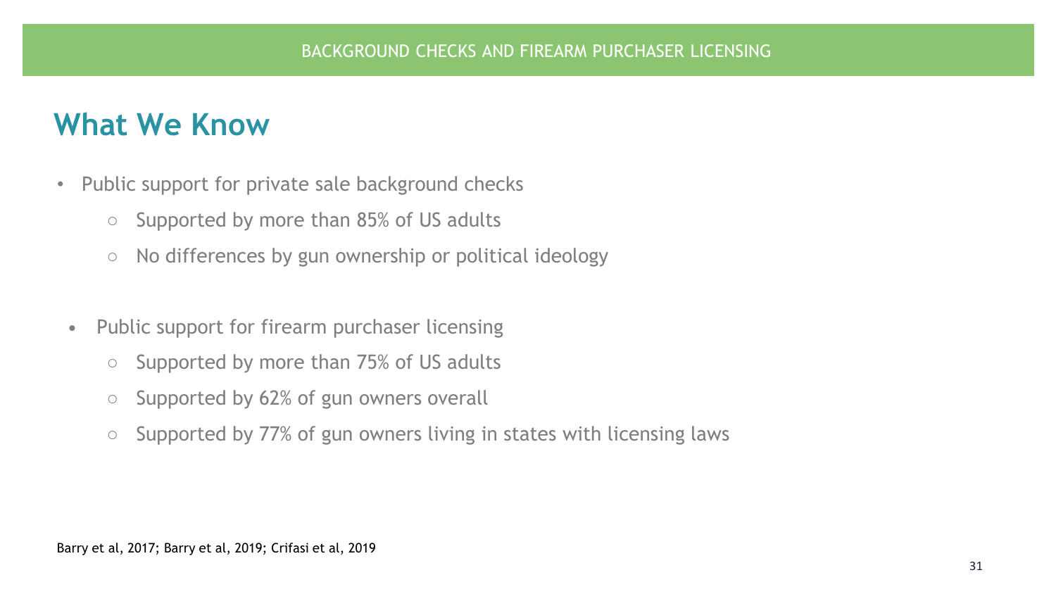BACKGROUND CHECKS AND FIREARM PURCHASER LICENSING

## What We Know

- Public support for private sale background checks
  - Supported by more than 85% of US adults
  - No differences by gun ownership or political ideology

- Public support for firearm purchaser licensing
  - Supported by more than 75% of US adults
  - Supported by 62% of gun owners overall
  - Supported by 77% of gun owners living in states with licensing laws

Barry et al, 2017; Barry et al, 2019; Crifasi et al, 2019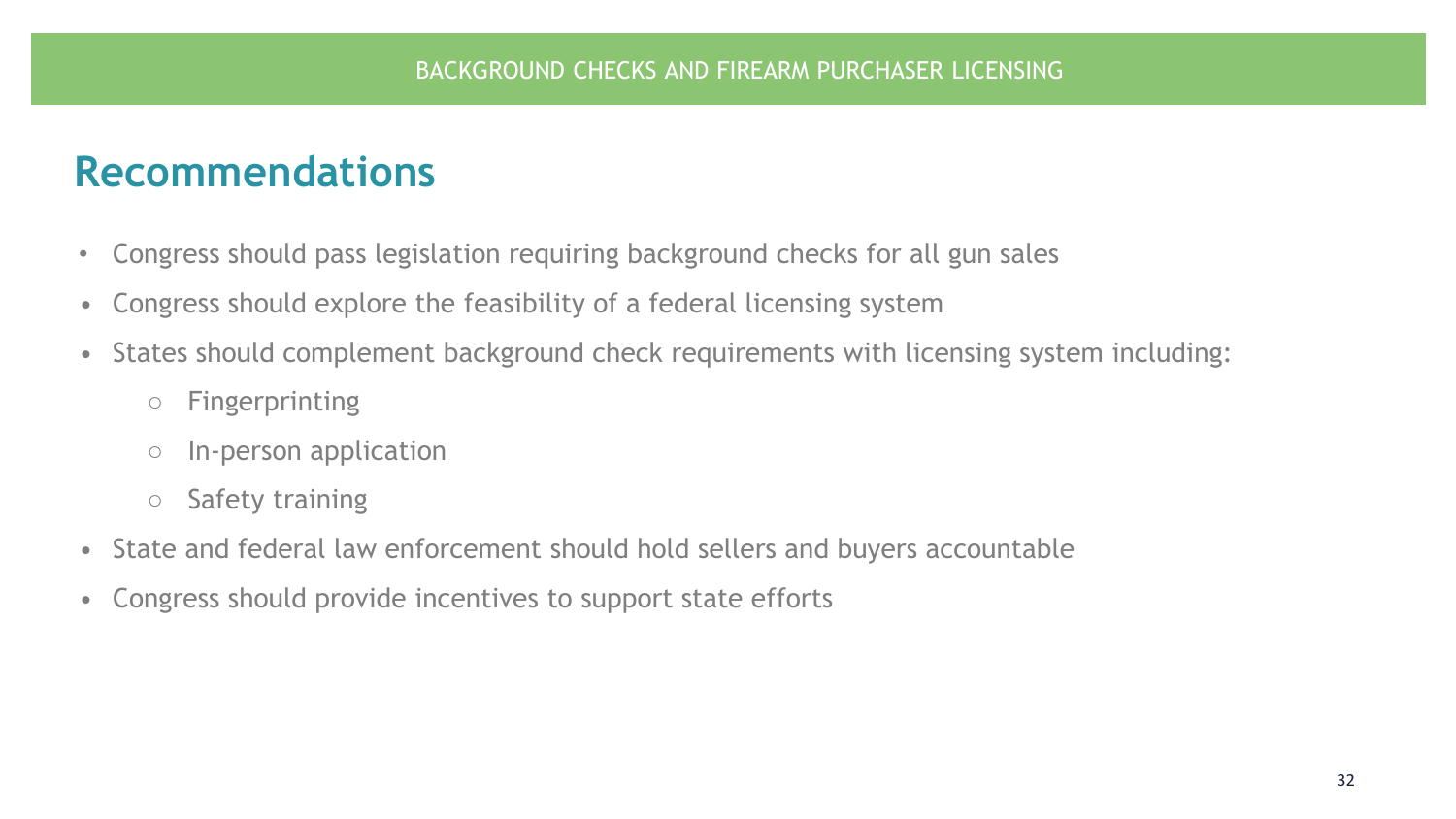BACKGROUND CHECKS AND FIREARM PURCHASER LICENSING

## Recommendations

- Congress should pass legislation requiring background checks for all gun sales
- Congress should explore the feasibility of a federal licensing system
- States should complement background check requirements with licensing system including:
  - Fingerprinting
  - In-person application
  - Safety training
- State and federal law enforcement should hold sellers and buyers accountable
- Congress should provide incentives to support state efforts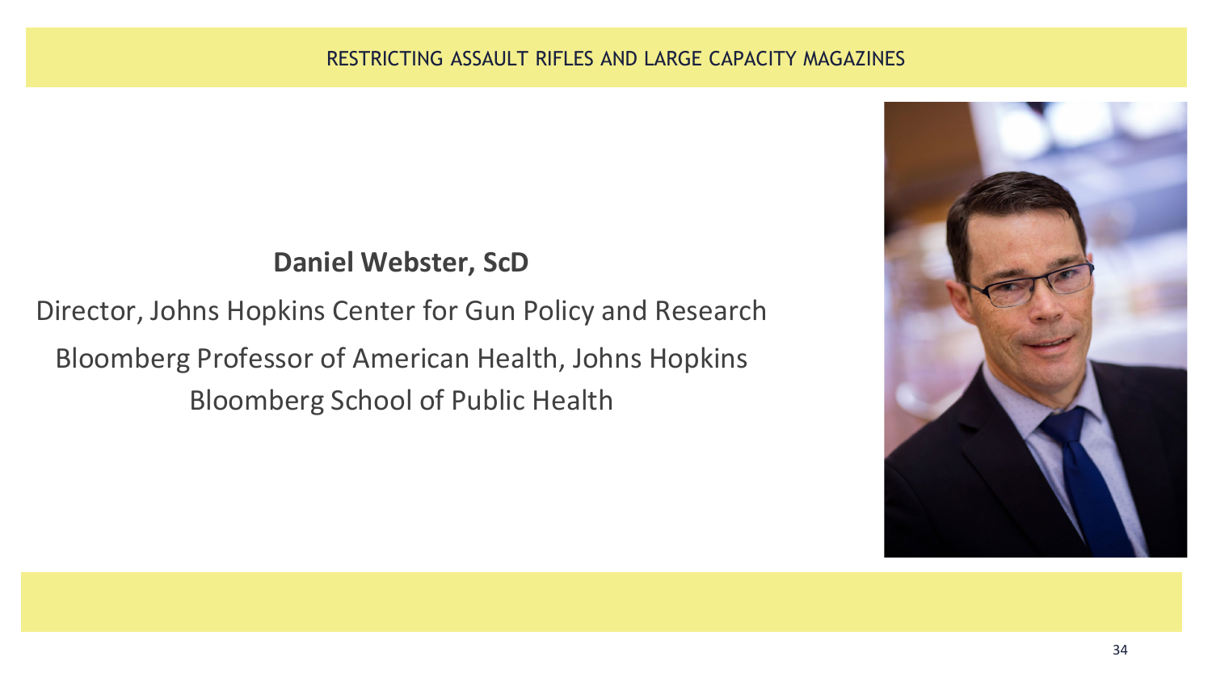RESTRICTING ASSAULT RIFLES AND LARGE CAPACITY MAGAZINES

**Daniel Webster, ScD**

Director, Johns Hopkins Center for Gun Policy and Research

Bloomberg Professor of American Health, Johns Hopkins Bloomberg School of Public Health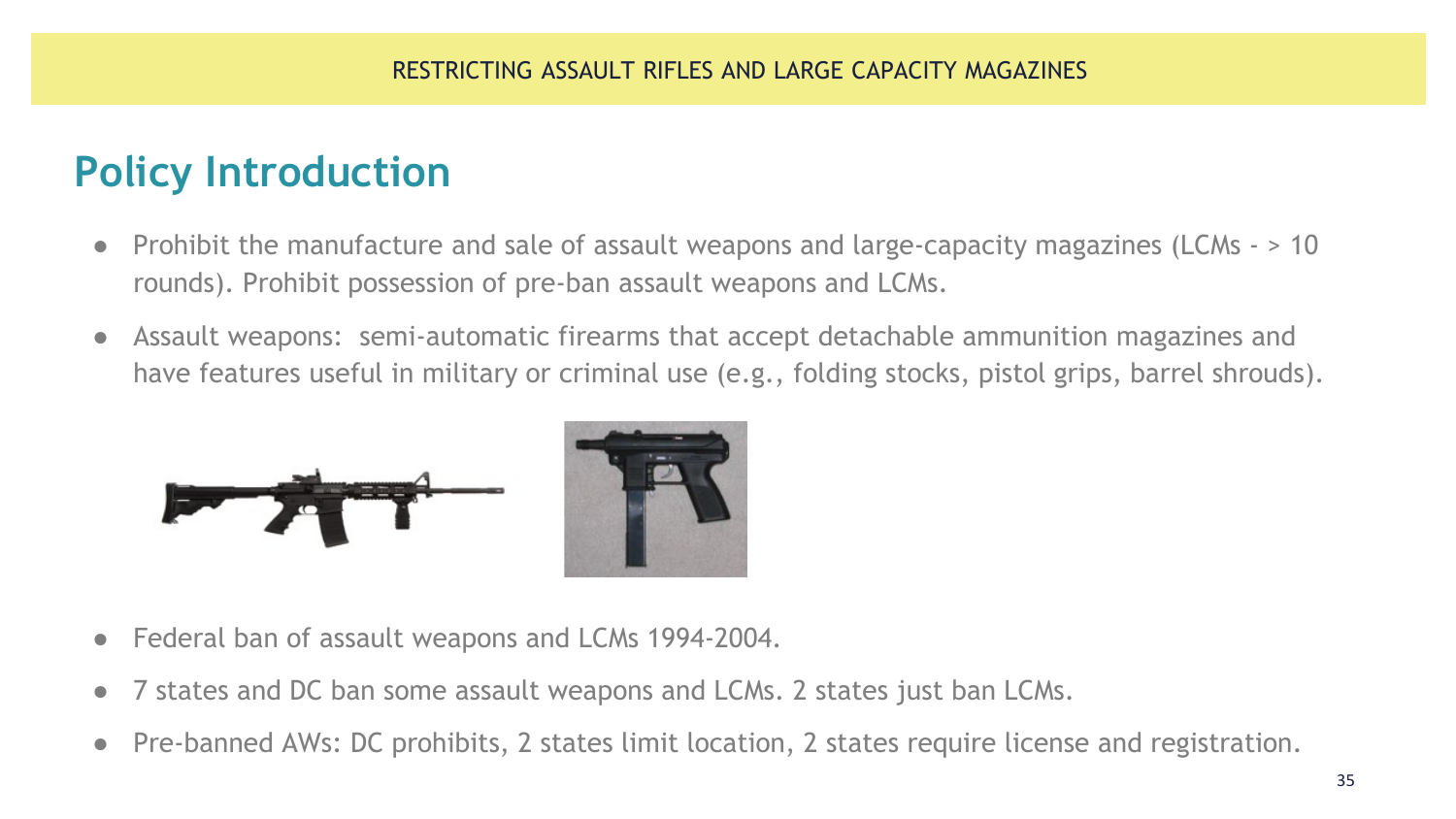RESTRICTING ASSAULT RIFLES AND LARGE CAPACITY MAGAZINES

## Policy Introduction

- Prohibit the manufacture and sale of assault weapons and large-capacity magazines (LCMs - > 10 rounds). Prohibit possession of pre-ban assault weapons and LCMs.
- Assault weapons: semi-automatic firearms that accept detachable ammunition magazines and have features useful in military or criminal use (e.g., folding stocks, pistol grips, barrel shrouds).
- Federal ban of assault weapons and LCMs 1994-2004.
- 7 states and DC ban some assault weapons and LCMs. 2 states just ban LCMs.
- Pre-banned AWs: DC prohibits, 2 states limit location, 2 states require license and registration.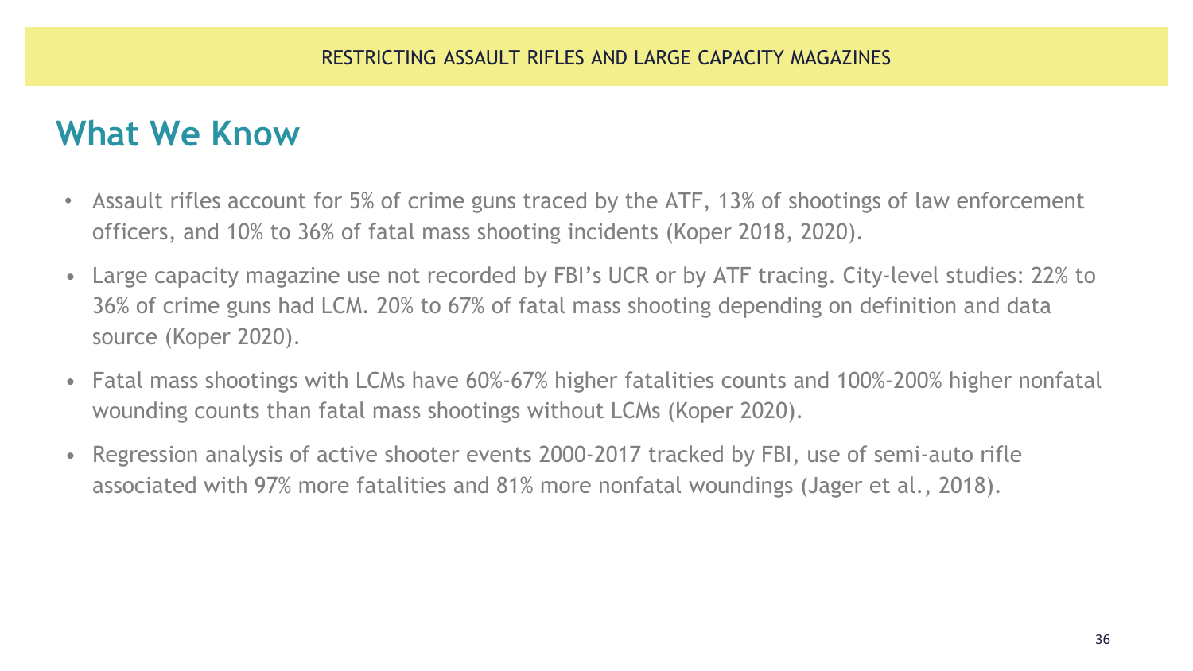RESTRICTING ASSAULT RIFLES AND LARGE CAPACITY MAGAZINES

## What We Know

- Assault rifles account for 5% of crime guns traced by the ATF, 13% of shootings of law enforcement officers, and 10% to 36% of fatal mass shooting incidents (Koper 2018, 2020).
- Large capacity magazine use not recorded by FBI's UCR or by ATF tracing. City-level studies: 22% to 36% of crime guns had LCM. 20% to 67% of fatal mass shooting depending on definition and data source (Koper 2020).
- Fatal mass shootings with LCMs have 60%-67% higher fatalities counts and 100%-200% higher nonfatal wounding counts than fatal mass shootings without LCMs (Koper 2020).
- Regression analysis of active shooter events 2000-2017 tracked by FBI, use of semi-auto rifle associated with 97% more fatalities and 81% more nonfatal woundings (Jager et al., 2018).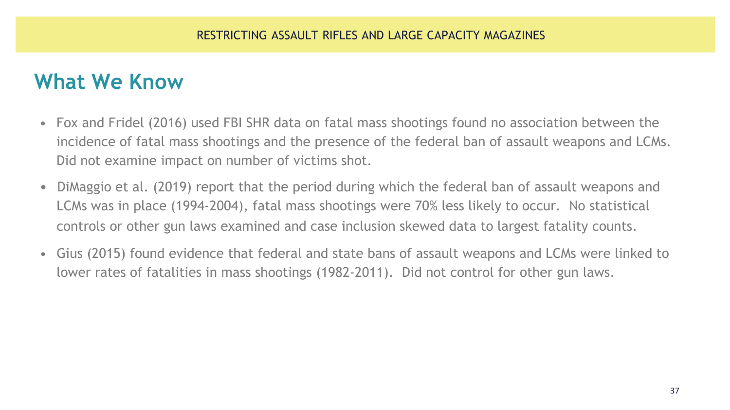RESTRICTING ASSAULT RIFLES AND LARGE CAPACITY MAGAZINES

# What We Know

- Fox and Fridel (2016) used FBI SHR data on fatal mass shootings found no association between the incidence of fatal mass shootings and the presence of the federal ban of assault weapons and LCMs. Did not examine impact on number of victims shot.
- DiMaggio et al. (2019) report that the period during which the federal ban of assault weapons and LCMs was in place (1994-2004), fatal mass shootings were 70% less likely to occur. No statistical controls or other gun laws examined and case inclusion skewed data to largest fatality counts.
- Gius (2015) found evidence that federal and state bans of assault weapons and LCMs were linked to lower rates of fatalities in mass shootings (1982-2011). Did not control for other gun laws.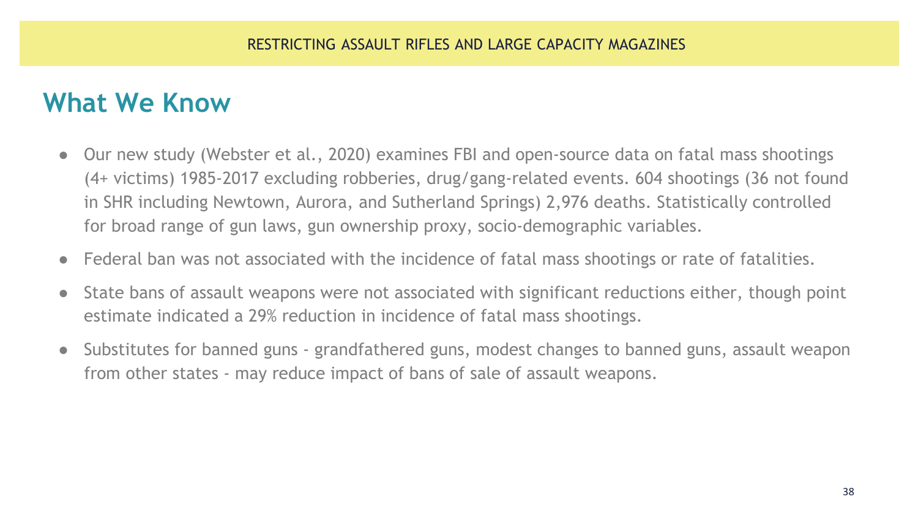RESTRICTING ASSAULT RIFLES AND LARGE CAPACITY MAGAZINES

## What We Know

- Our new study (Webster et al., 2020) examines FBI and open-source data on fatal mass shootings (4+ victims) 1985-2017 excluding robberies, drug/gang-related events. 604 shootings (36 not found in SHR including Newtown, Aurora, and Sutherland Springs) 2,976 deaths. Statistically controlled for broad range of gun laws, gun ownership proxy, socio-demographic variables.
- Federal ban was not associated with the incidence of fatal mass shootings or rate of fatalities.
- State bans of assault weapons were not associated with significant reductions either, though point estimate indicated a 29% reduction in incidence of fatal mass shootings.
- Substitutes for banned guns - grandfathered guns, modest changes to banned guns, assault weapon from other states - may reduce impact of bans of sale of assault weapons.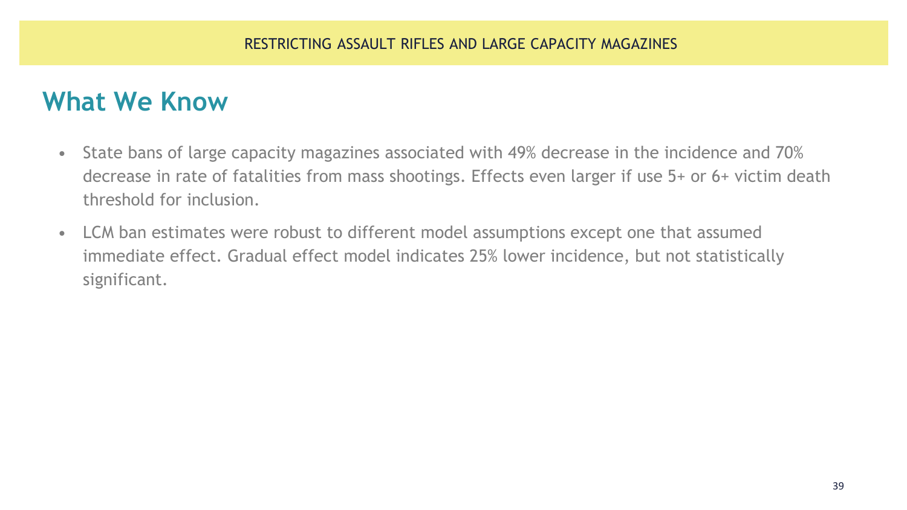RESTRICTING ASSAULT RIFLES AND LARGE CAPACITY MAGAZINES

## What We Know

- State bans of large capacity magazines associated with 49% decrease in the incidence and 70% decrease in rate of fatalities from mass shootings. Effects even larger if use 5+ or 6+ victim death threshold for inclusion.
- LCM ban estimates were robust to different model assumptions except one that assumed immediate effect. Gradual effect model indicates 25% lower incidence, but not statistically significant.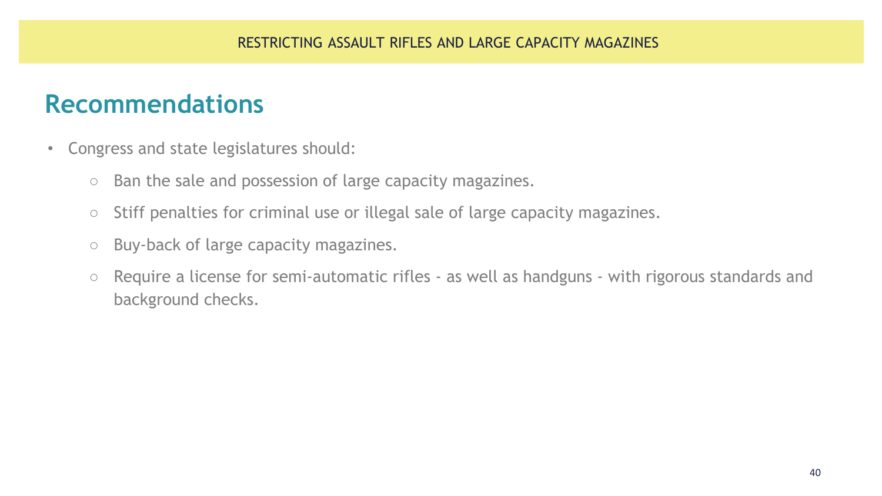RESTRICTING ASSAULT RIFLES AND LARGE CAPACITY MAGAZINES

# Recommendations

- Congress and state legislatures should:
  - Ban the sale and possession of large capacity magazines.
  - Stiff penalties for criminal use or illegal sale of large capacity magazines.
  - Buy-back of large capacity magazines.
  - Require a license for semi-automatic rifles - as well as handguns - with rigorous standards and background checks.